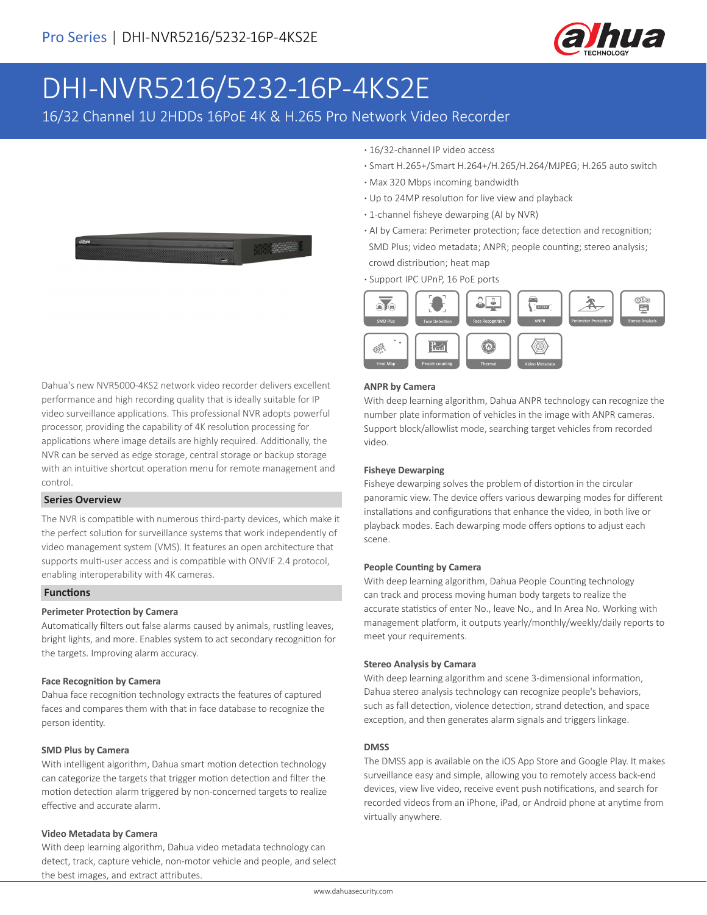Pro Series | DHI-NVR5216/5232-16P-4KS2E

# DHI-NVR5216/5232-16P-4KS2E

16/32 Channel 1U 2HDDs 16PoE 4K & H.265 Pro Network Video Recorder

- 16/32-channel IP video access
- Smart H.265+/Smart H.264+/H.265/H.264/MJPEG; H.265 auto switch
- Max 320 Mbps incoming bandwidth
- Up to 24MP resolution for live view and playback
- 1-channel fisheye dewarping (AI by NVR)
- AI by Camera: Perimeter protection; face detection and recognition; SMD Plus; video metadata; ANPR; people counting; stereo analysis; crowd distribution; heat map
- Support IPC UPnP, 16 PoE ports

SMD Plus | Face Detection | Face Recognition | ANPR | Perimeter Protection | Stereo Analysis | Heat Map | People counting | Thermal | Video Metadata

Dahua's new NVR5000-4KS2 network video recorder delivers excellent performance and high recording quality that is ideally suitable for IP video surveillance applications. This professional NVR adopts powerful processor, providing the capability of 4K resolution processing for applications where image details are highly required. Additionally, the NVR can be served as edge storage, central storage or backup storage with an intuitive shortcut operation menu for remote management and control.

## Series Overview

The NVR is compatible with numerous third-party devices, which make it the perfect solution for surveillance systems that work independently of video management system (VMS). It features an open architecture that supports multi-user access and is compatible with ONVIF 2.4 protocol, enabling interoperability with 4K cameras.

## Functions

### Perimeter Protection by Camera

Automatically filters out false alarms caused by animals, rustling leaves, bright lights, and more. Enables system to act secondary recognition for the targets. Improving alarm accuracy.

### Face Recognition by Camera

Dahua face recognition technology extracts the features of captured faces and compares them with that in face database to recognize the person identity.

### SMD Plus by Camera

With intelligent algorithm, Dahua smart motion detection technology can categorize the targets that trigger motion detection and filter the motion detection alarm triggered by non-concerned targets to realize effective and accurate alarm.

### Video Metadata by Camera

With deep learning algorithm, Dahua video metadata technology can detect, track, capture vehicle, non-motor vehicle and people, and select the best images, and extract attributes.

### ANPR by Camera

With deep learning algorithm, Dahua ANPR technology can recognize the number plate information of vehicles in the image with ANPR cameras. Support block/allowlist mode, searching target vehicles from recorded video.

### Fisheye Dewarping

Fisheye dewarping solves the problem of distortion in the circular panoramic view. The device offers various dewarping modes for different installations and configurations that enhance the video, in both live or playback modes. Each dewarping mode offers options to adjust each scene.

### People Counting by Camera

With deep learning algorithm, Dahua People Counting technology can track and process moving human body targets to realize the accurate statistics of enter No., leave No., and In Area No. Working with management platform, it outputs yearly/monthly/weekly/daily reports to meet your requirements.

### Stereo Analysis by Camara

With deep learning algorithm and scene 3-dimensional information, Dahua stereo analysis technology can recognize people's behaviors, such as fall detection, violence detection, strand detection, and space exception, and then generates alarm signals and triggers linkage.

### DMSS

The DMSS app is available on the iOS App Store and Google Play. It makes surveillance easy and simple, allowing you to remotely access back-end devices, view live video, receive event push notifications, and search for recorded videos from an iPhone, iPad, or Android phone at anytime from virtually anywhere.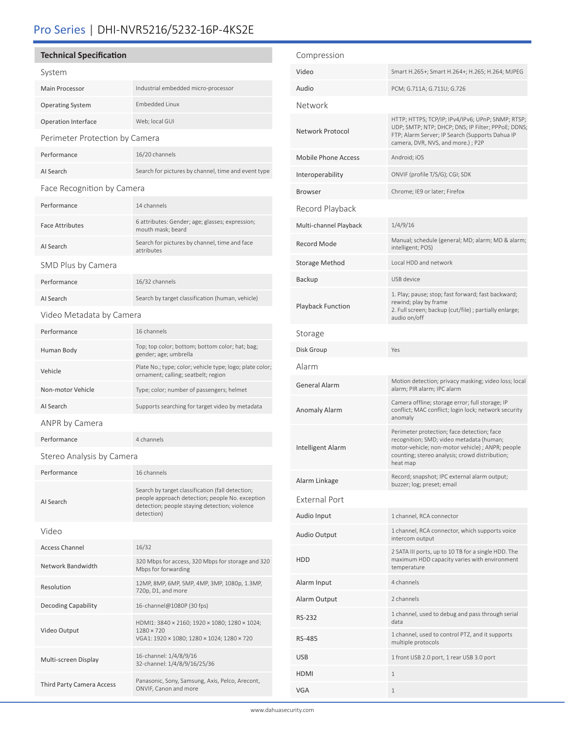# Pro Series | DHI-NVR5216/5232-16P-4KS2E

## Technical Specification

### System

| | |
|---|---|
| Main Processor | Industrial embedded micro-processor |
| Operating System | Embedded Linux |
| Operation Interface | Web; local GUI |

### Perimeter Protection by Camera

| | |
|---|---|
| Performance | 16/20 channels |
| AI Search | Search for pictures by channel, time and event type |

### Face Recognition by Camera

| | |
|---|---|
| Performance | 14 channels |
| Face Attributes | 6 attributes: Gender; age; glasses; expression; mouth mask; beard |
| AI Search | Search for pictures by channel, time and face attributes |

### SMD Plus by Camera

| | |
|---|---|
| Performance | 16/32 channels |
| AI Search | Search by target classification (human, vehicle) |

### Video Metadata by Camera

| | |
|---|---|
| Performance | 16 channels |
| Human Body | Top; top color; bottom; bottom color; hat; bag; gender; age; umbrella |
| Vehicle | Plate No.; type; color; vehicle type; logo; plate color; ornament; calling; seatbelt; region |
| Non-motor Vehicle | Type; color; number of passengers; helmet |
| AI Search | Supports searching for target video by metadata |

### ANPR by Camera

| | |
|---|---|
| Performance | 4 channels |

### Stereo Analysis by Camera

| | |
|---|---|
| Performance | 16 channels |
| AI Search | Search by target classification (fall detection; people approach detection; people No. exception detection; people staying detection; violence detection) |

### Video

| | |
|---|---|
| Access Channel | 16/32 |
| Network Bandwidth | 320 Mbps for access, 320 Mbps for storage and 320 Mbps for forwarding |
| Resolution | 12MP, 8MP, 6MP, 5MP, 4MP, 3MP, 1080p, 1.3MP, 720p, D1, and more |
| Decoding Capability | 16-channel@1080P (30 fps) |
| Video Output | HDMI1: 3840 × 2160; 1920 × 1080; 1280 × 1024; 1280 × 720<br>VGA1: 1920 × 1080; 1280 × 1024; 1280 × 720 |
| Multi-screen Display | 16-channel: 1/4/8/9/16<br>32-channel: 1/4/8/9/16/25/36 |
| Third Party Camera Access | Panasonic, Sony, Samsung, Axis, Pelco, Arecont, ONVIF, Canon and more |

### Compression

| | |
|---|---|
| Video | Smart H.265+; Smart H.264+; H.265; H.264; MJPEG |
| Audio | PCM; G.711A; G.711U; G.726 |

### Network

| | |
|---|---|
| Network Protocol | HTTP; HTTPS; TCP/IP; IPv4/IPv6; UPnP; SNMP; RTSP; UDP; SMTP; NTP; DHCP; DNS; IP Filter; PPPoE; DDNS; FTP; Alarm Server; IP Search (Supports Dahua IP camera, DVR, NVS, and more.) ; P2P |
| Mobile Phone Access | Android; iOS |
| Interoperability | ONVIF (profile T/S/G); CGI; SDK |
| Browser | Chrome; IE9 or later; Firefox |

### Record Playback

| | |
|---|---|
| Multi-channel Playback | 1/4/9/16 |
| Record Mode | Manual; schedule (general; MD; alarm; MD & alarm; intelligent; POS) |
| Storage Method | Local HDD and network |
| Backup | USB device |
| Playback Function | 1. Play; pause; stop; fast forward; fast backward; rewind; play by frame<br>2. Full screen; backup (cut/file) ; partially enlarge; audio on/off |

### Storage

| | |
|---|---|
| Disk Group | Yes |

### Alarm

| | |
|---|---|
| General Alarm | Motion detection; privacy masking; video loss; local alarm; PIR alarm; IPC alarm |
| Anomaly Alarm | Camera offline; storage error; full storage; IP conflict; MAC conflict; login lock; network security anomaly |
| Intelligent Alarm | Perimeter protection; face detection; face recognition; SMD; video metadata (human; motor-vehicle; non-motor vehicle) ; ANPR; people counting; stereo analysis; crowd distribution; heat map |
| Alarm Linkage | Record; snapshot; IPC external alarm output; buzzer; log; preset; email |

### External Port

| | |
|---|---|
| Audio Input | 1 channel, RCA connector |
| Audio Output | 1 channel, RCA connector, which supports voice intercom output |
| HDD | 2 SATA III ports, up to 10 TB for a single HDD. The maximum HDD capacity varies with environment temperature |
| Alarm Input | 4 channels |
| Alarm Output | 2 channels |
| RS-232 | 1 channel, used to debug and pass through serial data |
| RS-485 | 1 channel, used to control PTZ, and it supports multiple protocols |
| USB | 1 front USB 2.0 port, 1 rear USB 3.0 port |
| HDMI | 1 |
| VGA | 1 |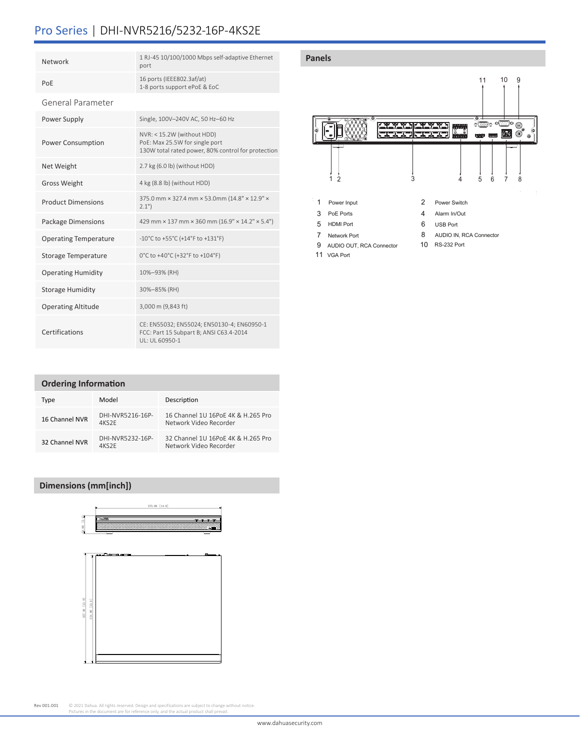| | |
|---|---|
| Network | 1 RJ-45 10/100/1000 Mbps self-adaptive Ethernet port |
| PoE | 16 ports (IEEE802.3af/at)<br>1-8 ports support ePoE & EoC |

General Parameter

| | |
|---|---|
| Power Supply | Single, 100V–240V AC, 50 Hz–60 Hz |
| Power Consumption | NVR: < 15.2W (without HDD)<br>PoE: Max 25.5W for single port<br>130W total rated power, 80% control for protection |
| Net Weight | 2.7 kg (6.0 lb) (without HDD) |
| Gross Weight | 4 kg (8.8 lb) (without HDD) |
| Product Dimensions | 375.0 mm × 327.4 mm × 53.0mm (14.8" × 12.9" × 2.1") |
| Package Dimensions | 429 mm × 137 mm × 360 mm (16.9" × 14.2" × 5.4") |
| Operating Temperature | -10°C to +55°C (+14°F to +131°F) |
| Storage Temperature | 0°C to +40°C (+32°F to +104°F) |
| Operating Humidity | 10%–93% (RH) |
| Storage Humidity | 30%–85% (RH) |
| Operating Altitude | 3,000 m (9,843 ft) |
| Certifications | CE: EN55032; EN55024; EN50130-4; EN60950-1<br>FCC: Part 15 Subpart B; ANSI C63.4-2014<br>UL: UL 60950-1 |

## Ordering Information

| Type | Model | Description |
|---|---|---|
| 16 Channel NVR | DHI-NVR5216-16P-4KS2E | 16 Channel 1U 16PoE 4K & H.265 Pro Network Video Recorder |
| 32 Channel NVR | DHI-NVR5232-16P-4KS2E | 32 Channel 1U 16PoE 4K & H.265 Pro Network Video Recorder |

## Dimensions (mm[inch])

375.00 [14.8]

53.00 [2.1]

327.38 [12.9]

321.00 [12.6]

## Panels

11 10 9

1 2 3 4 5 6 7 8

| | | | |
|---|---|---|---|
| 1 | Power Input | 2 | Power Switch |
| 3 | PoE Ports | 4 | Alarm In/Out |
| 5 | HDMI Port | 6 | USB Port |
| 7 | Network Port | 8 | AUDIO IN, RCA Connector |
| 9 | AUDIO OUT, RCA Connector | 10 | RS-232 Port |
| 11 | VGA Port | | |

Rev 001.001 © 2021 Dahua. All rights reserved. Design and specifications are subject to change without notice.
Pictures in the document are for reference only, and the actual product shall prevail.

www.dahuasecurity.com